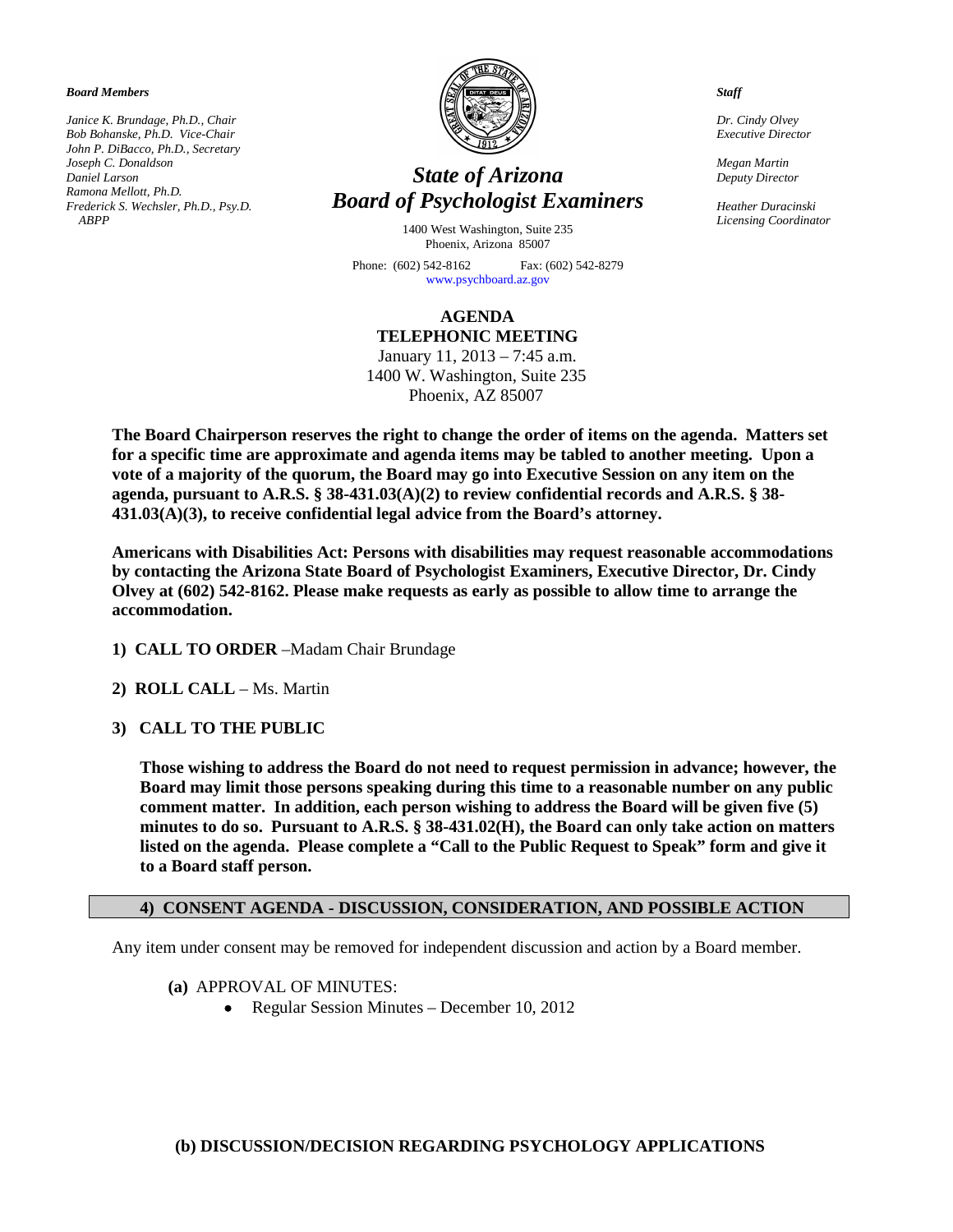*Board Members*

*Janice K. Brundage, Ph.D., Chair*
*Bob Bohanske, Ph.D. Vice-Chair*
*John P. DiBacco, Ph.D., Secretary*
*Joseph C. Donaldson*
*Daniel Larson*
*Ramona Mellott, Ph.D.*
*Frederick S. Wechsler, Ph.D., Psy.D. ABPP*

*Staff*

*Dr. Cindy Olvey*
*Executive Director*

*Megan Martin*
*Deputy Director*

*Heather Duracinski*
*Licensing Coordinator*

# *State of Arizona*
# *Board of Psychologist Examiners*

1400 West Washington, Suite 235
Phoenix, Arizona 85007

Phone: (602) 542-8162 Fax: (602) 542-8279
www.psychboard.az.gov

## AGENDA
## TELEPHONIC MEETING

January 11, 2013 – 7:45 a.m.
1400 W. Washington, Suite 235
Phoenix, AZ 85007

**The Board Chairperson reserves the right to change the order of items on the agenda. Matters set for a specific time are approximate and agenda items may be tabled to another meeting. Upon a vote of a majority of the quorum, the Board may go into Executive Session on any item on the agenda, pursuant to A.R.S. § 38-431.03(A)(2) to review confidential records and A.R.S. § 38-431.03(A)(3), to receive confidential legal advice from the Board's attorney.**

**Americans with Disabilities Act: Persons with disabilities may request reasonable accommodations by contacting the Arizona State Board of Psychologist Examiners, Executive Director, Dr. Cindy Olvey at (602) 542-8162. Please make requests as early as possible to allow time to arrange the accommodation.**

1) **CALL TO ORDER** –Madam Chair Brundage

2) **ROLL CALL** – Ms. Martin

3) **CALL TO THE PUBLIC**

   **Those wishing to address the Board do not need to request permission in advance; however, the Board may limit those persons speaking during this time to a reasonable number on any public comment matter. In addition, each person wishing to address the Board will be given five (5) minutes to do so. Pursuant to A.R.S. § 38-431.02(H), the Board can only take action on matters listed on the agenda. Please complete a "Call to the Public Request to Speak" form and give it to a Board staff person.**

### 4) CONSENT AGENDA - DISCUSSION, CONSIDERATION, AND POSSIBLE ACTION

Any item under consent may be removed for independent discussion and action by a Board member.

**(a)** APPROVAL OF MINUTES:
- Regular Session Minutes – December 10, 2012

**(b) DISCUSSION/DECISION REGARDING PSYCHOLOGY APPLICATIONS**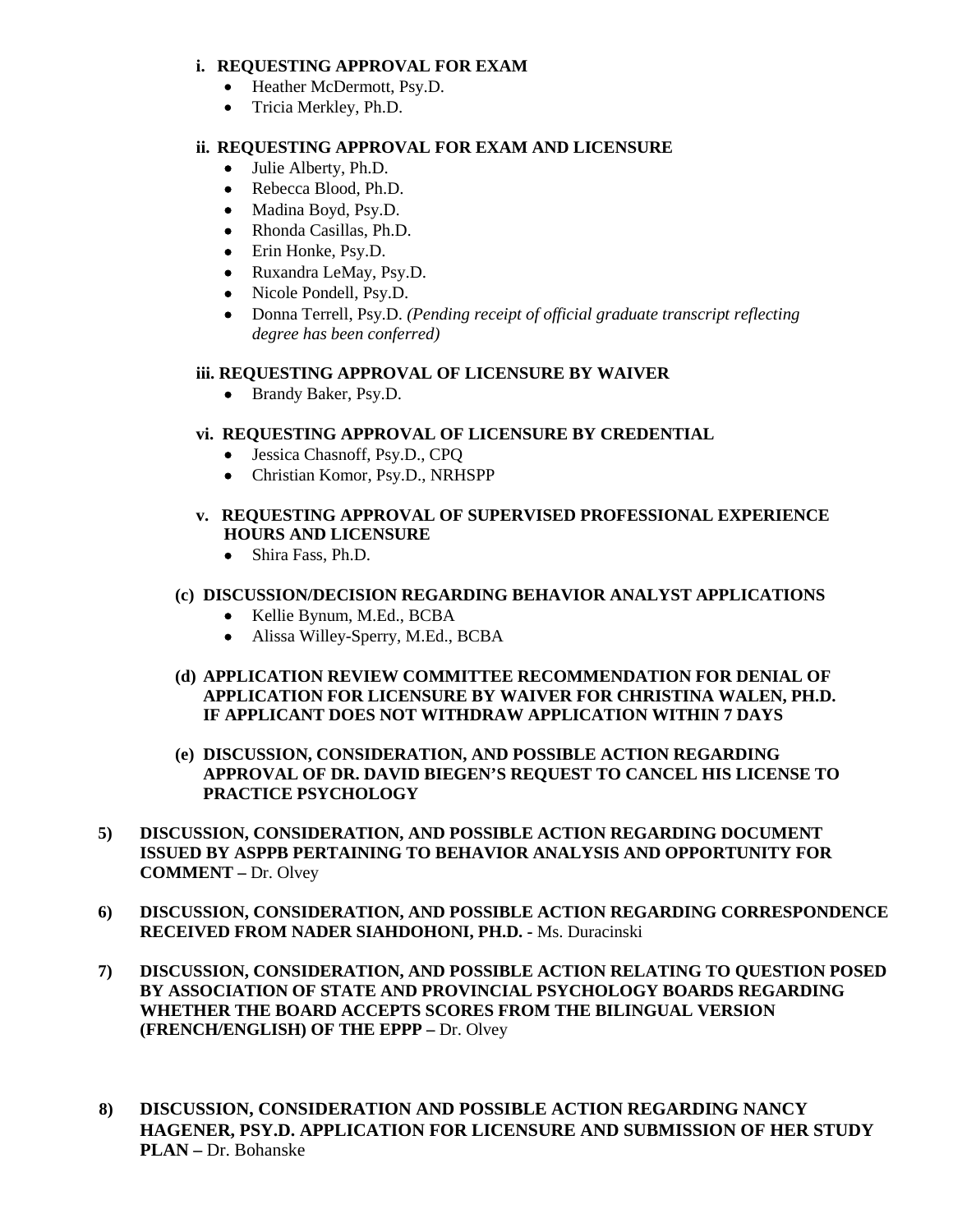**i. REQUESTING APPROVAL FOR EXAM**

- Heather McDermott, Psy.D.
- Tricia Merkley, Ph.D.

**ii. REQUESTING APPROVAL FOR EXAM AND LICENSURE**

- Julie Alberty, Ph.D.
- Rebecca Blood, Ph.D.
- Madina Boyd, Psy.D.
- Rhonda Casillas, Ph.D.
- Erin Honke, Psy.D.
- Ruxandra LeMay, Psy.D.
- Nicole Pondell, Psy.D.
- Donna Terrell, Psy.D. *(Pending receipt of official graduate transcript reflecting degree has been conferred)*

**iii. REQUESTING APPROVAL OF LICENSURE BY WAIVER**

- Brandy Baker, Psy.D.

**vi. REQUESTING APPROVAL OF LICENSURE BY CREDENTIAL**

- Jessica Chasnoff, Psy.D., CPQ
- Christian Komor, Psy.D., NRHSPP

**v. REQUESTING APPROVAL OF SUPERVISED PROFESSIONAL EXPERIENCE HOURS AND LICENSURE**

- Shira Fass, Ph.D.

**(c) DISCUSSION/DECISION REGARDING BEHAVIOR ANALYST APPLICATIONS**

- Kellie Bynum, M.Ed., BCBA
- Alissa Willey-Sperry, M.Ed., BCBA

**(d) APPLICATION REVIEW COMMITTEE RECOMMENDATION FOR DENIAL OF APPLICATION FOR LICENSURE BY WAIVER FOR CHRISTINA WALEN, PH.D. IF APPLICANT DOES NOT WITHDRAW APPLICATION WITHIN 7 DAYS**

**(e) DISCUSSION, CONSIDERATION, AND POSSIBLE ACTION REGARDING APPROVAL OF DR. DAVID BIEGEN'S REQUEST TO CANCEL HIS LICENSE TO PRACTICE PSYCHOLOGY**

**5) DISCUSSION, CONSIDERATION, AND POSSIBLE ACTION REGARDING DOCUMENT ISSUED BY ASPPB PERTAINING TO BEHAVIOR ANALYSIS AND OPPORTUNITY FOR COMMENT –** Dr. Olvey

**6) DISCUSSION, CONSIDERATION, AND POSSIBLE ACTION REGARDING CORRESPONDENCE RECEIVED FROM NADER SIAHDOHONI, PH.D. -** Ms. Duracinski

**7) DISCUSSION, CONSIDERATION, AND POSSIBLE ACTION RELATING TO QUESTION POSED BY ASSOCIATION OF STATE AND PROVINCIAL PSYCHOLOGY BOARDS REGARDING WHETHER THE BOARD ACCEPTS SCORES FROM THE BILINGUAL VERSION (FRENCH/ENGLISH) OF THE EPPP –** Dr. Olvey

**8) DISCUSSION, CONSIDERATION AND POSSIBLE ACTION REGARDING NANCY HAGENER, PSY.D. APPLICATION FOR LICENSURE AND SUBMISSION OF HER STUDY PLAN –** Dr. Bohanske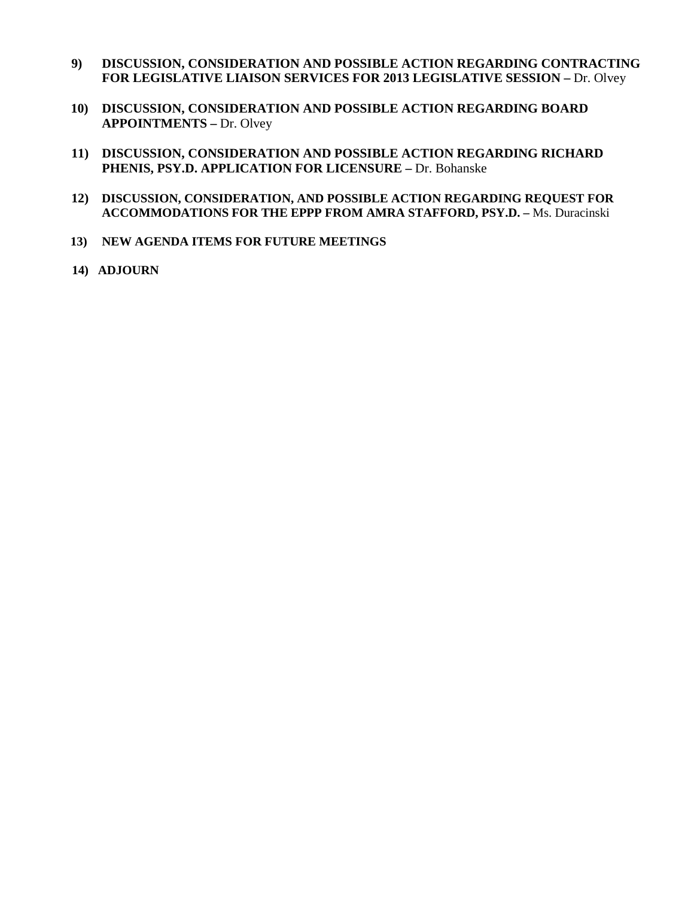9) **DISCUSSION, CONSIDERATION AND POSSIBLE ACTION REGARDING CONTRACTING FOR LEGISLATIVE LIAISON SERVICES FOR 2013 LEGISLATIVE SESSION –** Dr. Olvey

10) **DISCUSSION, CONSIDERATION AND POSSIBLE ACTION REGARDING BOARD APPOINTMENTS –** Dr. Olvey

11) **DISCUSSION, CONSIDERATION AND POSSIBLE ACTION REGARDING RICHARD PHENIS, PSY.D. APPLICATION FOR LICENSURE –** Dr. Bohanske

12) **DISCUSSION, CONSIDERATION, AND POSSIBLE ACTION REGARDING REQUEST FOR ACCOMMODATIONS FOR THE EPPP FROM AMRA STAFFORD, PSY.D. –** Ms. Duracinski

13) **NEW AGENDA ITEMS FOR FUTURE MEETINGS**

14) **ADJOURN**